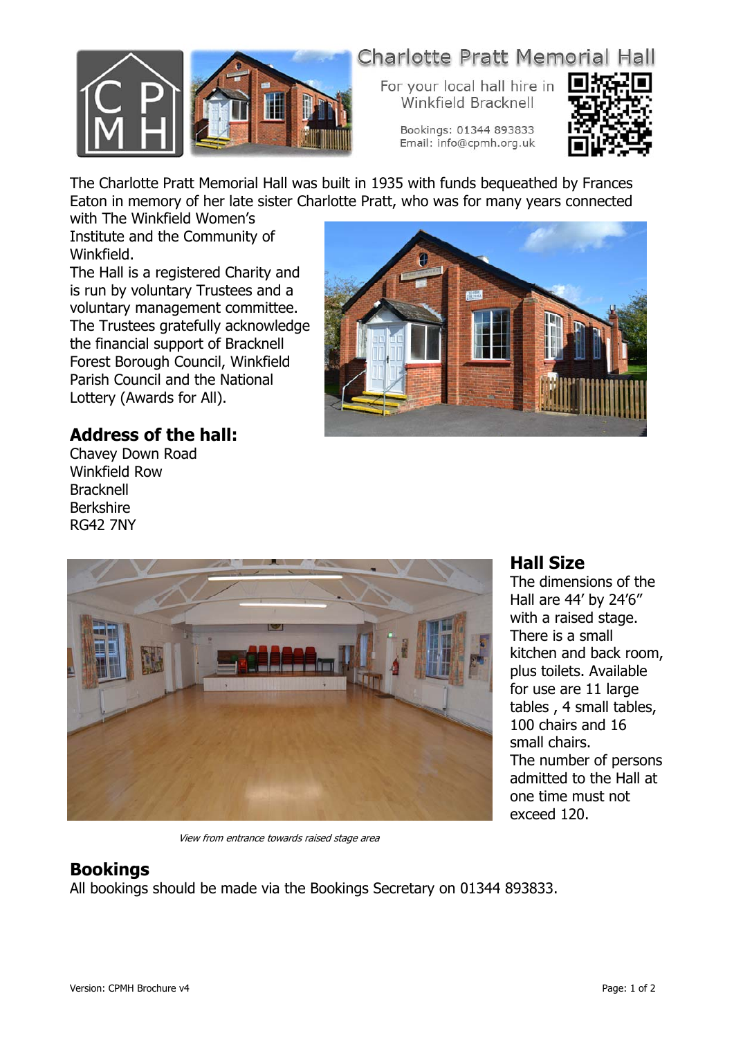# Charlotte Pratt Memorial Hall

For your local hall hire in Winkfield Bracknell

Bookings: 01344 893833
Email: info@cpmh.org.uk

The Charlotte Pratt Memorial Hall was built in 1935 with funds bequeathed by Frances Eaton in memory of her late sister Charlotte Pratt, who was for many years connected with The Winkfield Women's Institute and the Community of Winkfield.

The Hall is a registered Charity and is run by voluntary Trustees and a voluntary management committee. The Trustees gratefully acknowledge the financial support of Bracknell Forest Borough Council, Winkfield Parish Council and the National Lottery (Awards for All).

## Address of the hall:

Chavey Down Road
Winkfield Row
Bracknell
Berkshire
RG42 7NY

*View from entrance towards raised stage area*

## Hall Size

The dimensions of the Hall are 44' by 24'6" with a raised stage. There is a small kitchen and back room, plus toilets. Available for use are 11 large tables , 4 small tables, 100 chairs and 16 small chairs.

The number of persons admitted to the Hall at one time must not exceed 120.

## Bookings

All bookings should be made via the Bookings Secretary on 01344 893833.

Version: CPMH Brochure v4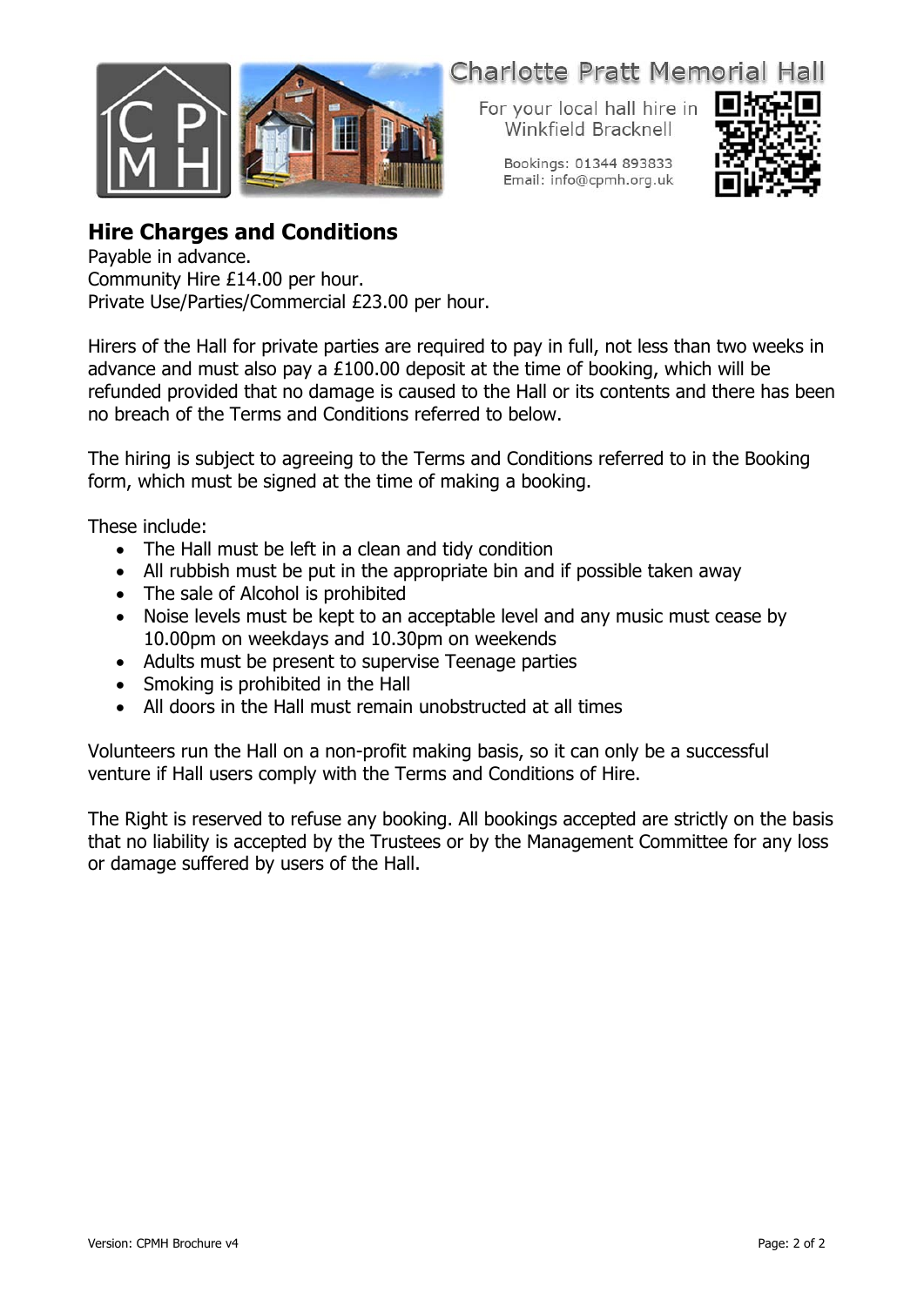# Charlotte Pratt Memorial Hall

For your local hall hire in Winkfield Bracknell

Bookings: 01344 893833
Email: info@cpmh.org.uk

## Hire Charges and Conditions

Payable in advance.
Community Hire £14.00 per hour.
Private Use/Parties/Commercial £23.00 per hour.

Hirers of the Hall for private parties are required to pay in full, not less than two weeks in advance and must also pay a £100.00 deposit at the time of booking, which will be refunded provided that no damage is caused to the Hall or its contents and there has been no breach of the Terms and Conditions referred to below.

The hiring is subject to agreeing to the Terms and Conditions referred to in the Booking form, which must be signed at the time of making a booking.

These include:

- The Hall must be left in a clean and tidy condition
- All rubbish must be put in the appropriate bin and if possible taken away
- The sale of Alcohol is prohibited
- Noise levels must be kept to an acceptable level and any music must cease by 10.00pm on weekdays and 10.30pm on weekends
- Adults must be present to supervise Teenage parties
- Smoking is prohibited in the Hall
- All doors in the Hall must remain unobstructed at all times

Volunteers run the Hall on a non-profit making basis, so it can only be a successful venture if Hall users comply with the Terms and Conditions of Hire.

The Right is reserved to refuse any booking. All bookings accepted are strictly on the basis that no liability is accepted by the Trustees or by the Management Committee for any loss or damage suffered by users of the Hall.

Version: CPMH Brochure v4